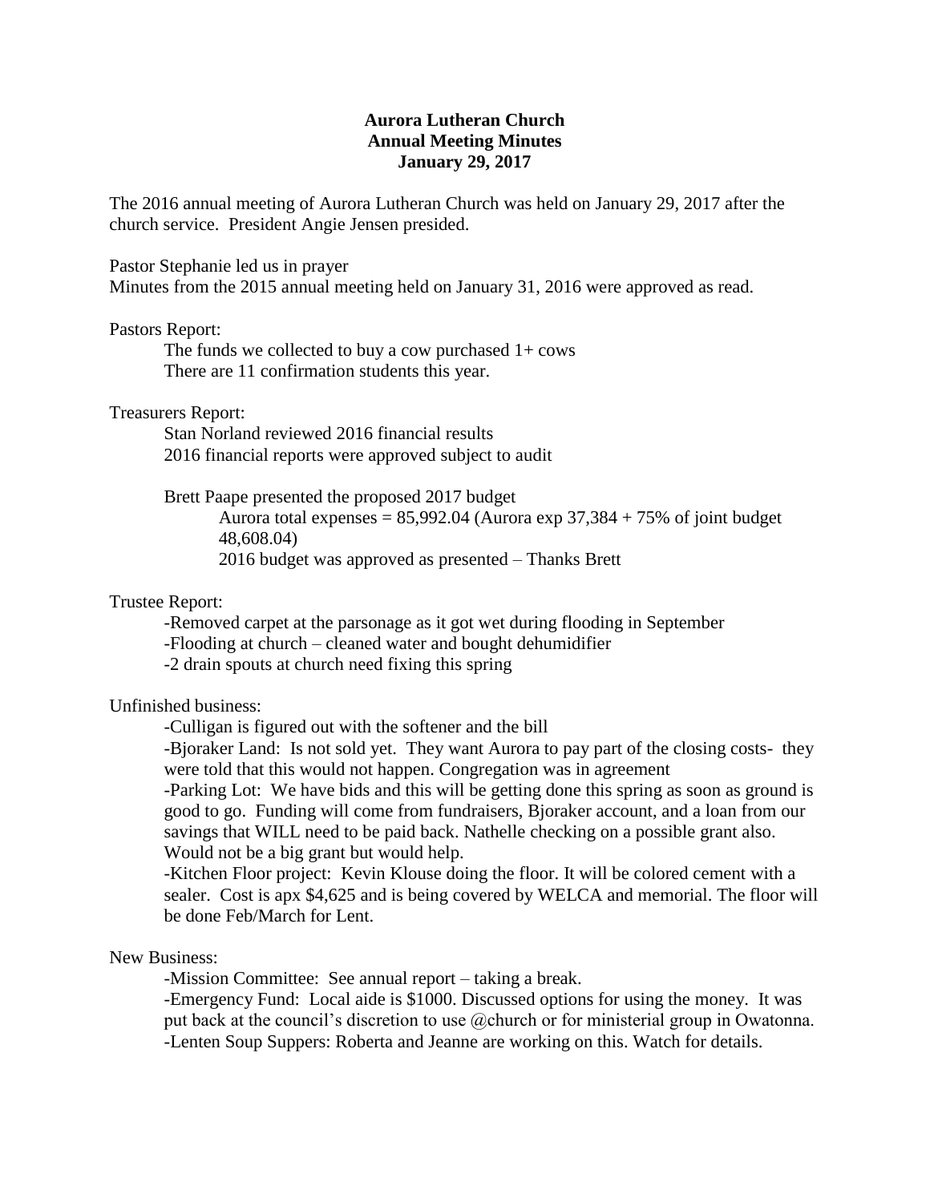**Aurora Lutheran Church**
**Annual Meeting Minutes**
**January 29, 2017**

The 2016 annual meeting of Aurora Lutheran Church was held on January 29, 2017 after the church service. President Angie Jensen presided.

Pastor Stephanie led us in prayer
Minutes from the 2015 annual meeting held on January 31, 2016 were approved as read.

Pastors Report:

- The funds we collected to buy a cow purchased 1+ cows
- There are 11 confirmation students this year.

Treasurers Report:

- Stan Norland reviewed 2016 financial results
- 2016 financial reports were approved subject to audit

Brett Paape presented the proposed 2017 budget

- Aurora total expenses = 85,992.04 (Aurora exp 37,384 + 75% of joint budget 48,608.04)
- 2016 budget was approved as presented – Thanks Brett

Trustee Report:

-Removed carpet at the parsonage as it got wet during flooding in September
-Flooding at church – cleaned water and bought dehumidifier
-2 drain spouts at church need fixing this spring

Unfinished business:

-Culligan is figured out with the softener and the bill
-Bjoraker Land: Is not sold yet. They want Aurora to pay part of the closing costs- they were told that this would not happen. Congregation was in agreement
-Parking Lot: We have bids and this will be getting done this spring as soon as ground is good to go. Funding will come from fundraisers, Bjoraker account, and a loan from our savings that WILL need to be paid back. Nathelle checking on a possible grant also. Would not be a big grant but would help.
-Kitchen Floor project: Kevin Klouse doing the floor. It will be colored cement with a sealer. Cost is apx $4,625 and is being covered by WELCA and memorial. The floor will be done Feb/March for Lent.

New Business:

-Mission Committee: See annual report – taking a break.
-Emergency Fund: Local aide is $1000. Discussed options for using the money. It was put back at the council's discretion to use @church or for ministerial group in Owatonna.
-Lenten Soup Suppers: Roberta and Jeanne are working on this. Watch for details.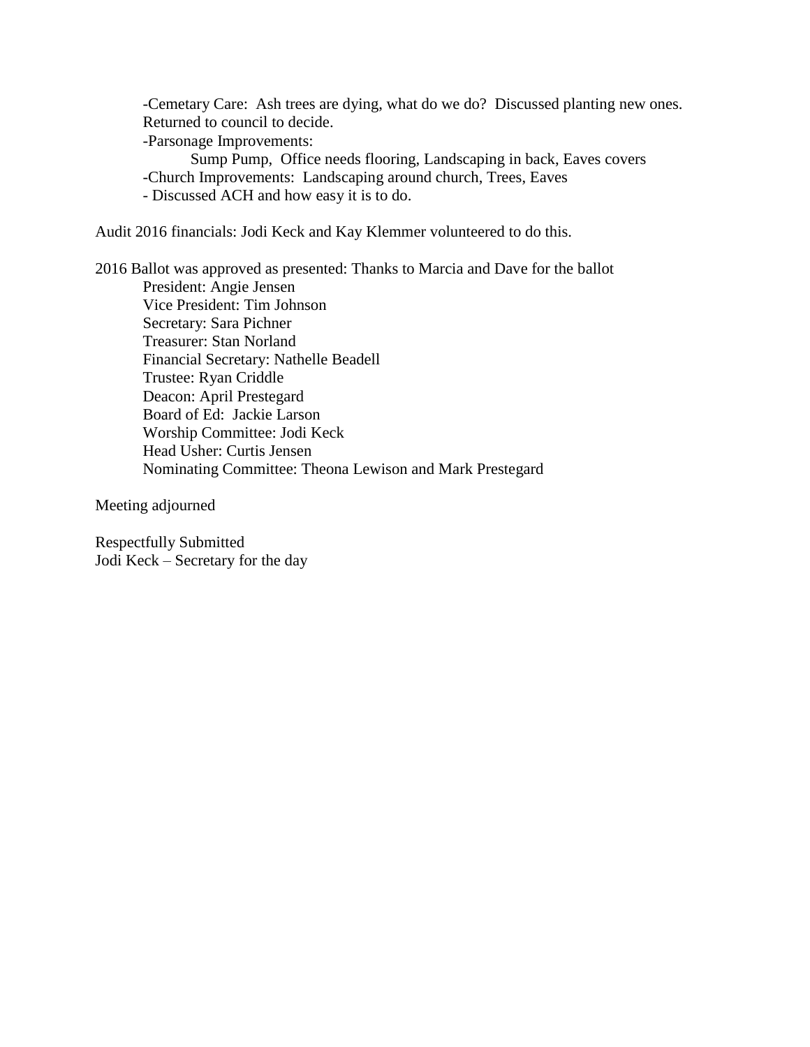-Cemetary Care: Ash trees are dying, what do we do? Discussed planting new ones. Returned to council to decide.

-Parsonage Improvements:

Sump Pump, Office needs flooring, Landscaping in back, Eaves covers

-Church Improvements: Landscaping around church, Trees, Eaves

- Discussed ACH and how easy it is to do.

Audit 2016 financials: Jodi Keck and Kay Klemmer volunteered to do this.

2016 Ballot was approved as presented: Thanks to Marcia and Dave for the ballot

President: Angie Jensen
Vice President: Tim Johnson
Secretary: Sara Pichner
Treasurer: Stan Norland
Financial Secretary: Nathelle Beadell
Trustee: Ryan Criddle
Deacon: April Prestegard
Board of Ed: Jackie Larson
Worship Committee: Jodi Keck
Head Usher: Curtis Jensen
Nominating Committee: Theona Lewison and Mark Prestegard

Meeting adjourned

Respectfully Submitted
Jodi Keck – Secretary for the day